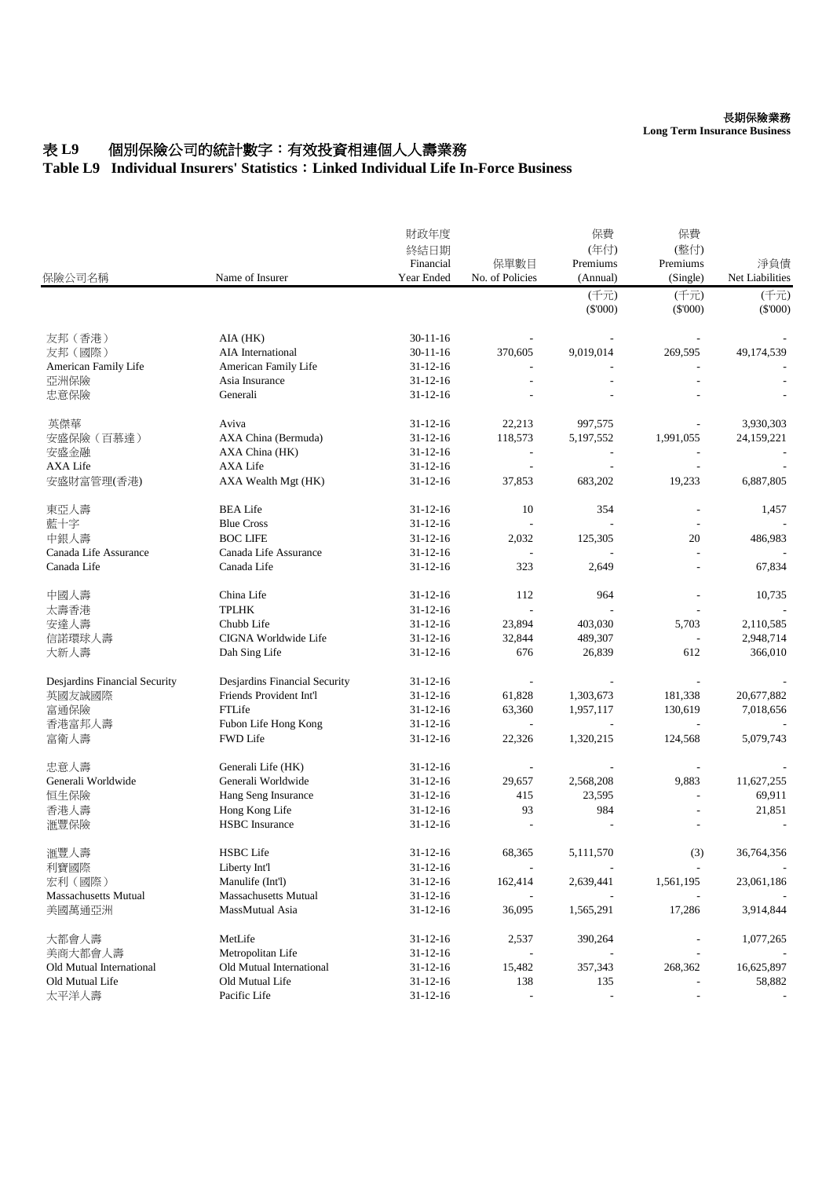長期保險業務
**Long Term Insurance Business**

# 表 L9 個別保險公司的統計數字：有效投資相連個人人壽業務
# Table L9 Individual Insurers' Statistics：Linked Individual Life In-Force Business

| 保險公司名稱 | Name of Insurer | 財政年度終結日期 Financial Year Ended | 保單數目 No. of Policies | 保費 (年付) Premiums (Annual) | 保費 (整付) Premiums (Single) | 淨負債 Net Liabilities |
|---|---|---|---|---|---|---|
| | | | | (千元) ($'000) | (千元) ($'000) | (千元) ($'000) |
| 友邦（香港） | AIA (HK) | 30-11-16 | - | - | - | - |
| 友邦（國際） | AIA International | 30-11-16 | 370,605 | 9,019,014 | 269,595 | 49,174,539 |
| American Family Life | American Family Life | 31-12-16 | - | - | - | - |
| 亞洲保險 | Asia Insurance | 31-12-16 | - | - | - | - |
| 忠意保險 | Generali | 31-12-16 | - | - | - | - |
| 英傑華 | Aviva | 31-12-16 | 22,213 | 997,575 | - | 3,930,303 |
| 安盛保險（百慕達） | AXA China (Bermuda) | 31-12-16 | 118,573 | 5,197,552 | 1,991,055 | 24,159,221 |
| 安盛金融 | AXA China (HK) | 31-12-16 | - | - | - | - |
| AXA Life | AXA Life | 31-12-16 | - | - | - | - |
| 安盛財富管理(香港) | AXA Wealth Mgt (HK) | 31-12-16 | 37,853 | 683,202 | 19,233 | 6,887,805 |
| 東亞人壽 | BEA Life | 31-12-16 | 10 | 354 | - | 1,457 |
| 藍十字 | Blue Cross | 31-12-16 | - | - | - | - |
| 中銀人壽 | BOC LIFE | 31-12-16 | 2,032 | 125,305 | 20 | 486,983 |
| Canada Life Assurance | Canada Life Assurance | 31-12-16 | - | - | - | - |
| Canada Life | Canada Life | 31-12-16 | 323 | 2,649 | - | 67,834 |
| 中國人壽 | China Life | 31-12-16 | 112 | 964 | - | 10,735 |
| 太壽香港 | TPLHK | 31-12-16 | - | - | - | - |
| 安達人壽 | Chubb Life | 31-12-16 | 23,894 | 403,030 | 5,703 | 2,110,585 |
| 信諾環球人壽 | CIGNA Worldwide Life | 31-12-16 | 32,844 | 489,307 | - | 2,948,714 |
| 大新人壽 | Dah Sing Life | 31-12-16 | 676 | 26,839 | 612 | 366,010 |
| Desjardins Financial Security | Desjardins Financial Security | 31-12-16 | - | - | - | - |
| 英國友誠國際 | Friends Provident Int'l | 31-12-16 | 61,828 | 1,303,673 | 181,338 | 20,677,882 |
| 富通保險 | FTLife | 31-12-16 | 63,360 | 1,957,117 | 130,619 | 7,018,656 |
| 香港富邦人壽 | Fubon Life Hong Kong | 31-12-16 | - | - | - | - |
| 富衛人壽 | FWD Life | 31-12-16 | 22,326 | 1,320,215 | 124,568 | 5,079,743 |
| 忠意人壽 | Generali Life (HK) | 31-12-16 | - | - | - | - |
| Generali Worldwide | Generali Worldwide | 31-12-16 | 29,657 | 2,568,208 | 9,883 | 11,627,255 |
| 恒生保險 | Hang Seng Insurance | 31-12-16 | 415 | 23,595 | - | 69,911 |
| 香港人壽 | Hong Kong Life | 31-12-16 | 93 | 984 | - | 21,851 |
| 滙豐保險 | HSBC Insurance | 31-12-16 | - | - | - | - |
| 滙豐人壽 | HSBC Life | 31-12-16 | 68,365 | 5,111,570 | (3) | 36,764,356 |
| 利寶國際 | Liberty Int'l | 31-12-16 | - | - | - | - |
| 宏利（國際） | Manulife (Int'l) | 31-12-16 | 162,414 | 2,639,441 | 1,561,195 | 23,061,186 |
| Massachusetts Mutual | Massachusetts Mutual | 31-12-16 | - | - | - | - |
| 美國萬通亞洲 | MassMutual Asia | 31-12-16 | 36,095 | 1,565,291 | 17,286 | 3,914,844 |
| 大都會人壽 | MetLife | 31-12-16 | 2,537 | 390,264 | - | 1,077,265 |
| 美商大都會人壽 | Metropolitan Life | 31-12-16 | - | - | - | - |
| Old Mutual International | Old Mutual International | 31-12-16 | 15,482 | 357,343 | 268,362 | 16,625,897 |
| Old Mutual Life | Old Mutual Life | 31-12-16 | 138 | 135 | - | 58,882 |
| 太平洋人壽 | Pacific Life | 31-12-16 | - | - | - | - |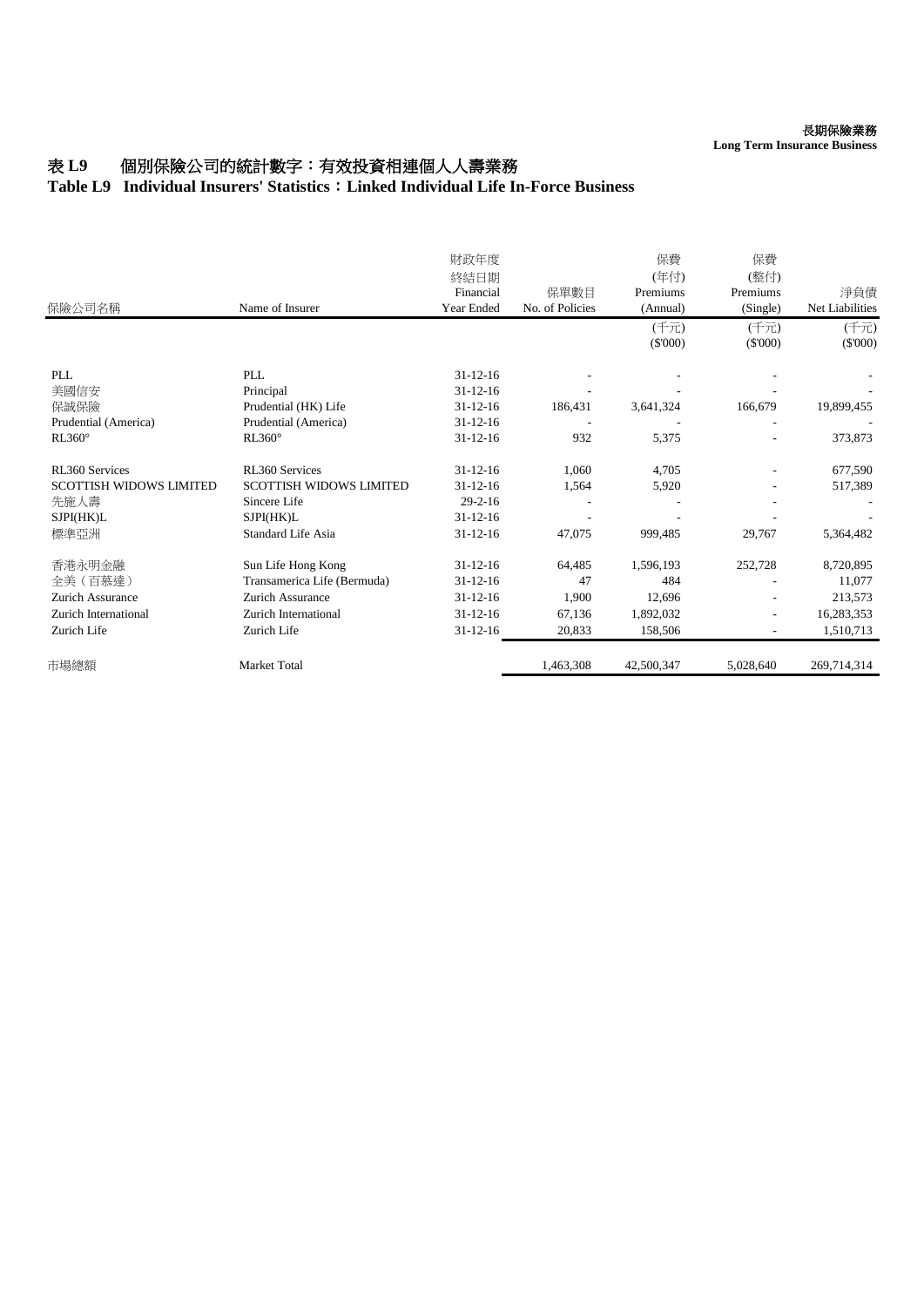**長期保險業務**
**Long Term Insurance Business**

# 表 L9　個別保險公司的統計數字：有效投資相連個人人壽業務
# Table L9　Individual Insurers' Statistics：Linked Individual Life In-Force Business

| 保險公司名稱 | Name of Insurer | 財政年度 終結日期 Financial Year Ended | 保單數目 No. of Policies | 保費 (年付) Premiums (Annual) | 保費 (整付) Premiums (Single) | 淨負債 Net Liabilities |
|---|---|---|---|---|---|---|
| | | | | (千元) ($'000) | (千元) ($'000) | (千元) ($'000) |
| PLL | PLL | 31-12-16 | - | - | - | - |
| 美國信安 | Principal | 31-12-16 | - | - | - | - |
| 保誠保險 | Prudential (HK) Life | 31-12-16 | 186,431 | 3,641,324 | 166,679 | 19,899,455 |
| Prudential (America) | Prudential (America) | 31-12-16 | - | - | - | - |
| RL360° | RL360° | 31-12-16 | 932 | 5,375 | - | 373,873 |
| RL360 Services | RL360 Services | 31-12-16 | 1,060 | 4,705 | - | 677,590 |
| SCOTTISH WIDOWS LIMITED | SCOTTISH WIDOWS LIMITED | 31-12-16 | 1,564 | 5,920 | - | 517,389 |
| 先施人壽 | Sincere Life | 29-2-16 | - | - | - | - |
| SJPI(HK)L | SJPI(HK)L | 31-12-16 | - | - | - | - |
| 標準亞洲 | Standard Life Asia | 31-12-16 | 47,075 | 999,485 | 29,767 | 5,364,482 |
| 香港永明金融 | Sun Life Hong Kong | 31-12-16 | 64,485 | 1,596,193 | 252,728 | 8,720,895 |
| 全美（百慕達） | Transamerica Life (Bermuda) | 31-12-16 | 47 | 484 | - | 11,077 |
| Zurich Assurance | Zurich Assurance | 31-12-16 | 1,900 | 12,696 | - | 213,573 |
| Zurich International | Zurich International | 31-12-16 | 67,136 | 1,892,032 | - | 16,283,353 |
| Zurich Life | Zurich Life | 31-12-16 | 20,833 | 158,506 | - | 1,510,713 |
| 市場總額 | Market Total | | 1,463,308 | 42,500,347 | 5,028,640 | 269,714,314 |